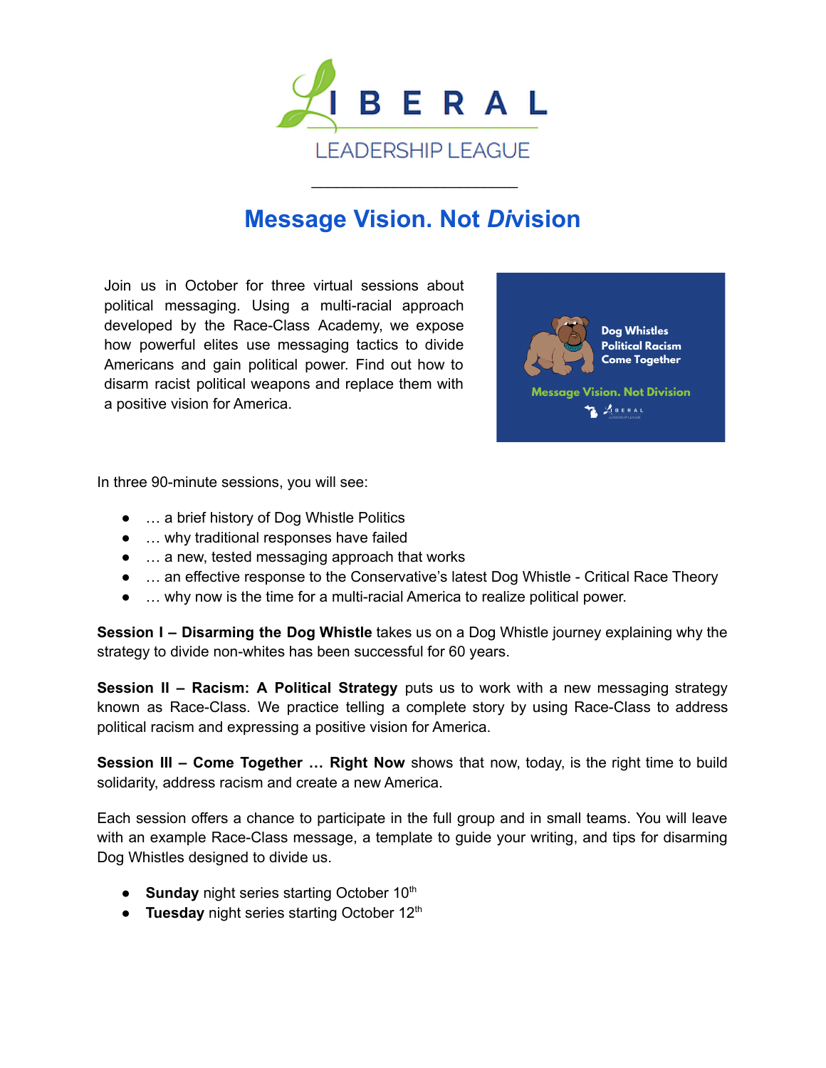LIBERAL LEADERSHIP LEAGUE

# Message Vision. Not *Div*ision

Join us in October for three virtual sessions about political messaging. Using a multi-racial approach developed by the Race-Class Academy, we expose how powerful elites use messaging tactics to divide Americans and gain political power. Find out how to disarm racist political weapons and replace them with a positive vision for America.

In three 90-minute sessions, you will see:

- … a brief history of Dog Whistle Politics
- … why traditional responses have failed
- … a new, tested messaging approach that works
- … an effective response to the Conservative's latest Dog Whistle - Critical Race Theory
- … why now is the time for a multi-racial America to realize political power.

**Session I – Disarming the Dog Whistle** takes us on a Dog Whistle journey explaining why the strategy to divide non-whites has been successful for 60 years.

**Session II – Racism: A Political Strategy** puts us to work with a new messaging strategy known as Race-Class. We practice telling a complete story by using Race-Class to address political racism and expressing a positive vision for America.

**Session III – Come Together … Right Now** shows that now, today, is the right time to build solidarity, address racism and create a new America.

Each session offers a chance to participate in the full group and in small teams. You will leave with an example Race-Class message, a template to guide your writing, and tips for disarming Dog Whistles designed to divide us.

- **Sunday** night series starting October 10th
- **Tuesday** night series starting October 12th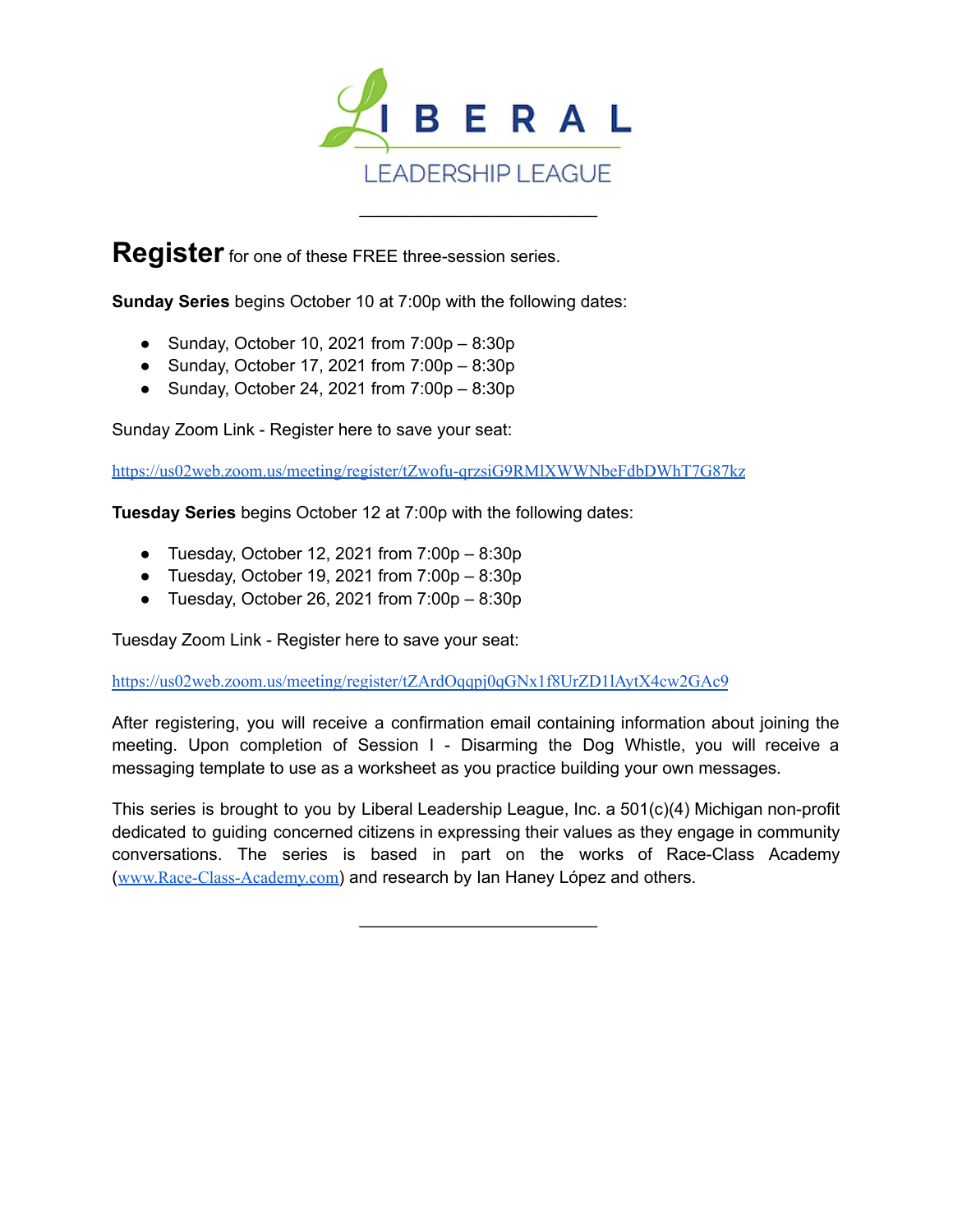LIBERAL

LEADERSHIP LEAGUE

---

**Register** for one of these FREE three-session series.

**Sunday Series** begins October 10 at 7:00p with the following dates:

- Sunday, October 10, 2021 from 7:00p – 8:30p
- Sunday, October 17, 2021 from 7:00p – 8:30p
- Sunday, October 24, 2021 from 7:00p – 8:30p

Sunday Zoom Link - Register here to save your seat:

https://us02web.zoom.us/meeting/register/tZwofu-qrzsiG9RMlXWWNbeFdbDWhT7G87kz

**Tuesday Series** begins October 12 at 7:00p with the following dates:

- Tuesday, October 12, 2021 from 7:00p – 8:30p
- Tuesday, October 19, 2021 from 7:00p – 8:30p
- Tuesday, October 26, 2021 from 7:00p – 8:30p

Tuesday Zoom Link - Register here to save your seat:

https://us02web.zoom.us/meeting/register/tZArdOqqpj0qGNx1f8UrZD1lAytX4cw2GAc9

After registering, you will receive a confirmation email containing information about joining the meeting. Upon completion of Session I - Disarming the Dog Whistle, you will receive a messaging template to use as a worksheet as you practice building your own messages.

This series is brought to you by Liberal Leadership League, Inc. a 501(c)(4) Michigan non-profit dedicated to guiding concerned citizens in expressing their values as they engage in community conversations. The series is based in part on the works of Race-Class Academy (www.Race-Class-Academy.com) and research by Ian Haney López and others.

---